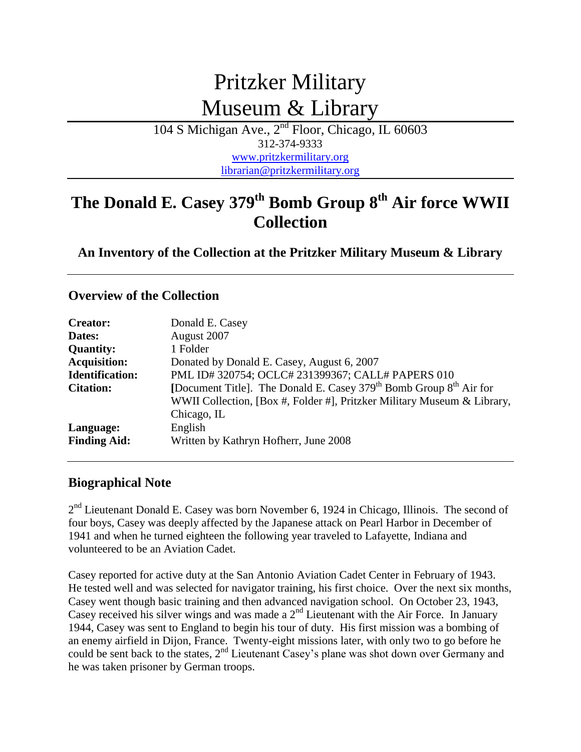# Pritzker Military Museum & Library

104 S Michigan Ave., 2nd Floor, Chicago, IL 60603
312-374-9333
www.pritzkermilitary.org
librarian@pritzkermilitary.org

# The Donald E. Casey 379th Bomb Group 8th Air force WWII Collection

### An Inventory of the Collection at the Pritzker Military Museum & Library

## Overview of the Collection

| | |
|---|---|
| **Creator:** | Donald E. Casey |
| **Dates:** | August 2007 |
| **Quantity:** | 1 Folder |
| **Acquisition:** | Donated by Donald E. Casey, August 6, 2007 |
| **Identification:** | PML ID# 320754; OCLC# 231399367; CALL# PAPERS 010 |
| **Citation:** | [Document Title]. The Donald E. Casey 379th Bomb Group 8th Air for WWII Collection, [Box #, Folder #], Pritzker Military Museum & Library, Chicago, IL |
| **Language:** | English |
| **Finding Aid:** | Written by Kathryn Hofherr, June 2008 |

## Biographical Note

2nd Lieutenant Donald E. Casey was born November 6, 1924 in Chicago, Illinois. The second of four boys, Casey was deeply affected by the Japanese attack on Pearl Harbor in December of 1941 and when he turned eighteen the following year traveled to Lafayette, Indiana and volunteered to be an Aviation Cadet.

Casey reported for active duty at the San Antonio Aviation Cadet Center in February of 1943. He tested well and was selected for navigator training, his first choice. Over the next six months, Casey went though basic training and then advanced navigation school. On October 23, 1943, Casey received his silver wings and was made a 2nd Lieutenant with the Air Force. In January 1944, Casey was sent to England to begin his tour of duty. His first mission was a bombing of an enemy airfield in Dijon, France. Twenty-eight missions later, with only two to go before he could be sent back to the states, 2nd Lieutenant Casey's plane was shot down over Germany and he was taken prisoner by German troops.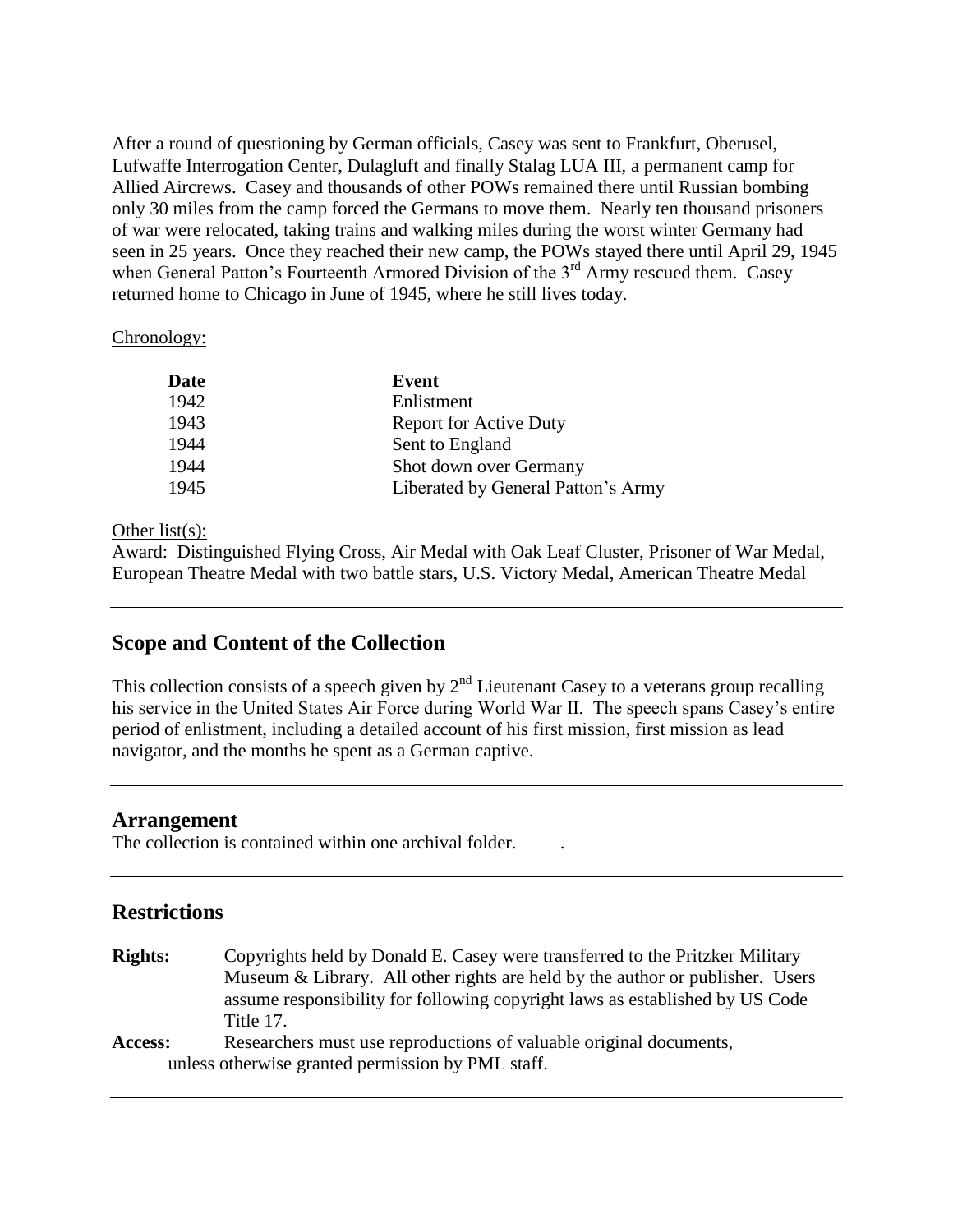After a round of questioning by German officials, Casey was sent to Frankfurt, Oberusel, Lufwaffe Interrogation Center, Dulagluft and finally Stalag LUA III, a permanent camp for Allied Aircrews. Casey and thousands of other POWs remained there until Russian bombing only 30 miles from the camp forced the Germans to move them. Nearly ten thousand prisoners of war were relocated, taking trains and walking miles during the worst winter Germany had seen in 25 years. Once they reached their new camp, the POWs stayed there until April 29, 1945 when General Patton's Fourteenth Armored Division of the 3rd Army rescued them. Casey returned home to Chicago in June of 1945, where he still lives today.

Chronology:

| Date | Event |
|---|---|
| 1942 | Enlistment |
| 1943 | Report for Active Duty |
| 1944 | Sent to England |
| 1944 | Shot down over Germany |
| 1945 | Liberated by General Patton's Army |

Other list(s):
Award: Distinguished Flying Cross, Air Medal with Oak Leaf Cluster, Prisoner of War Medal, European Theatre Medal with two battle stars, U.S. Victory Medal, American Theatre Medal

---

## Scope and Content of the Collection

This collection consists of a speech given by 2nd Lieutenant Casey to a veterans group recalling his service in the United States Air Force during World War II. The speech spans Casey's entire period of enlistment, including a detailed account of his first mission, first mission as lead navigator, and the months he spent as a German captive.

---

## Arrangement

The collection is contained within one archival folder.

---

## Restrictions

**Rights:** Copyrights held by Donald E. Casey were transferred to the Pritzker Military Museum & Library. All other rights are held by the author or publisher. Users assume responsibility for following copyright laws as established by US Code Title 17.

**Access:** Researchers must use reproductions of valuable original documents, unless otherwise granted permission by PML staff.

---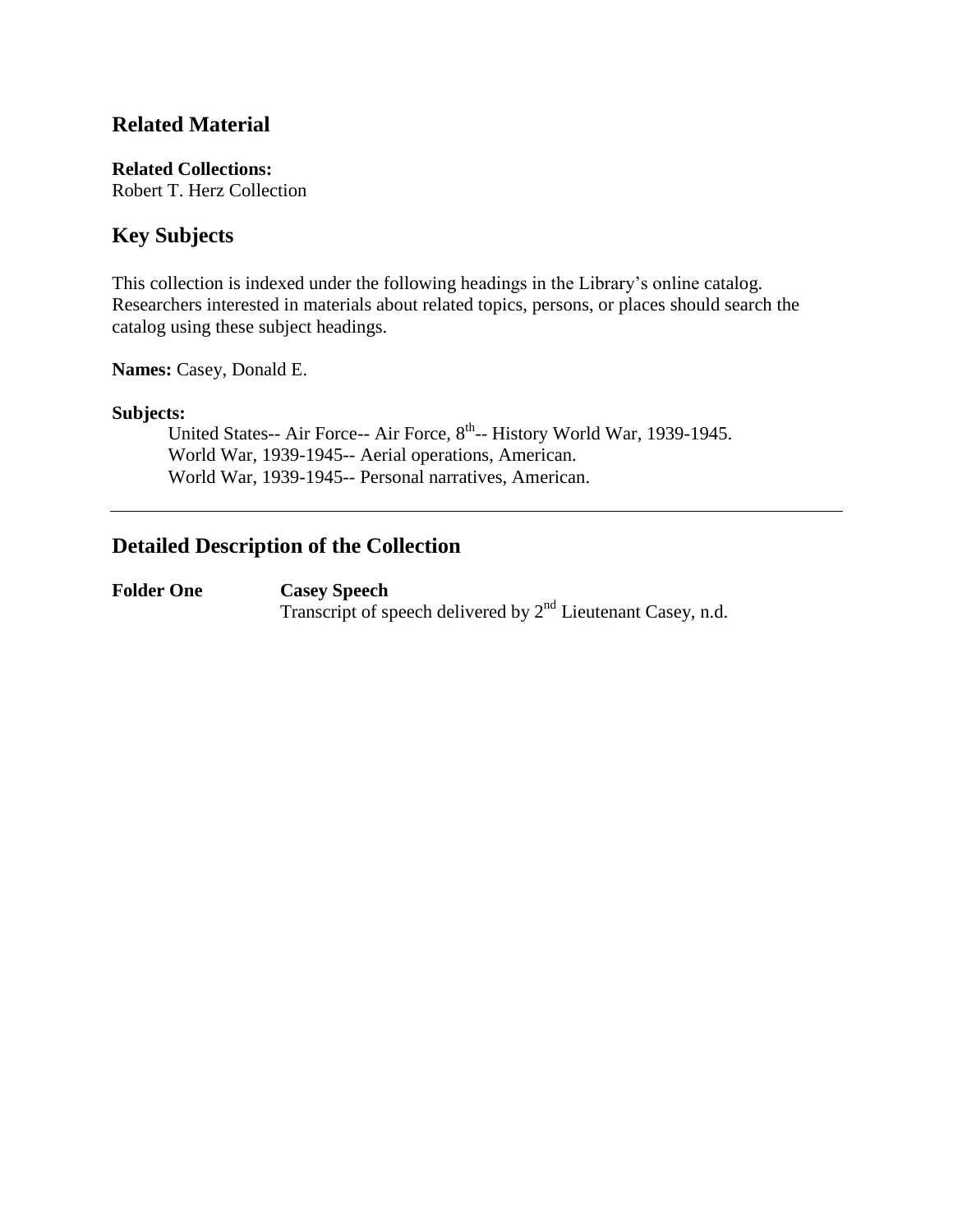## Related Material

**Related Collections:**
Robert T. Herz Collection

## Key Subjects

This collection is indexed under the following headings in the Library's online catalog. Researchers interested in materials about related topics, persons, or places should search the catalog using these subject headings.

**Names:** Casey, Donald E.

**Subjects:**

United States-- Air Force-- Air Force, $8^{th}$-- History World War, 1939-1945.
World War, 1939-1945-- Aerial operations, American.
World War, 1939-1945-- Personal narratives, American.

---

## Detailed Description of the Collection

**Folder One** **Casey Speech**
Transcript of speech delivered by $2^{nd}$ Lieutenant Casey, n.d.